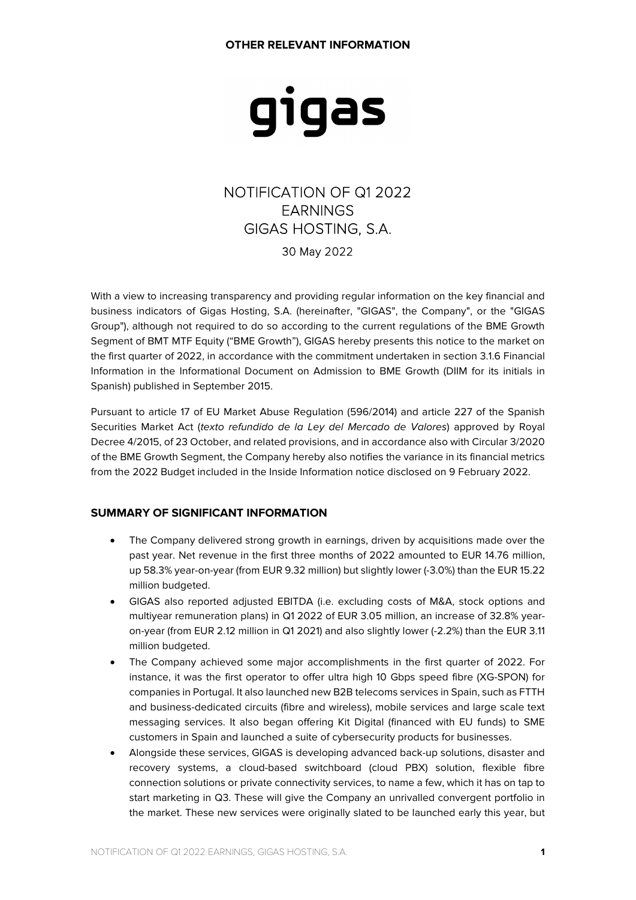**OTHER RELEVANT INFORMATION**

gigas

# NOTIFICATION OF Q1 2022 EARNINGS GIGAS HOSTING, S.A.

30 May 2022

With a view to increasing transparency and providing regular information on the key financial and business indicators of Gigas Hosting, S.A. (hereinafter, "GIGAS", the Company", or the "GIGAS Group"), although not required to do so according to the current regulations of the BME Growth Segment of BMT MTF Equity ("BME Growth"), GIGAS hereby presents this notice to the market on the first quarter of 2022, in accordance with the commitment undertaken in section 3.1.6 Financial Information in the Informational Document on Admission to BME Growth (DIIM for its initials in Spanish) published in September 2015.

Pursuant to article 17 of EU Market Abuse Regulation (596/2014) and article 227 of the Spanish Securities Market Act (*texto refundido de la Ley del Mercado de Valores*) approved by Royal Decree 4/2015, of 23 October, and related provisions, and in accordance also with Circular 3/2020 of the BME Growth Segment, the Company hereby also notifies the variance in its financial metrics from the 2022 Budget included in the Inside Information notice disclosed on 9 February 2022.

## SUMMARY OF SIGNIFICANT INFORMATION

- The Company delivered strong growth in earnings, driven by acquisitions made over the past year. Net revenue in the first three months of 2022 amounted to EUR 14.76 million, up 58.3% year-on-year (from EUR 9.32 million) but slightly lower (-3.0%) than the EUR 15.22 million budgeted.
- GIGAS also reported adjusted EBITDA (i.e. excluding costs of M&A, stock options and multiyear remuneration plans) in Q1 2022 of EUR 3.05 million, an increase of 32.8% year-on-year (from EUR 2.12 million in Q1 2021) and also slightly lower (-2.2%) than the EUR 3.11 million budgeted.
- The Company achieved some major accomplishments in the first quarter of 2022. For instance, it was the first operator to offer ultra high 10 Gbps speed fibre (XG-SPON) for companies in Portugal. It also launched new B2B telecoms services in Spain, such as FTTH and business-dedicated circuits (fibre and wireless), mobile services and large scale text messaging services. It also began offering Kit Digital (financed with EU funds) to SME customers in Spain and launched a suite of cybersecurity products for businesses.
- Alongside these services, GIGAS is developing advanced back-up solutions, disaster and recovery systems, a cloud-based switchboard (cloud PBX) solution, flexible fibre connection solutions or private connectivity services, to name a few, which it has on tap to start marketing in Q3. These will give the Company an unrivalled convergent portfolio in the market. These new services were originally slated to be launched early this year, but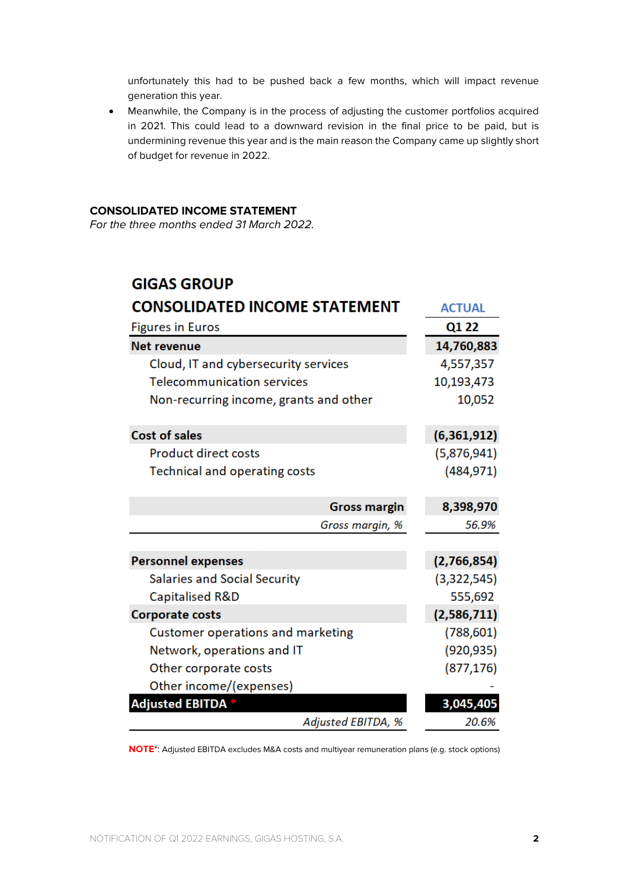unfortunately this had to be pushed back a few months, which will impact revenue generation this year.

- Meanwhile, the Company is in the process of adjusting the customer portfolios acquired in 2021. This could lead to a downward revision in the final price to be paid, but is undermining revenue this year and is the main reason the Company came up slightly short of budget for revenue in 2022.

**CONSOLIDATED INCOME STATEMENT**
*For the three months ended 31 March 2022.*

| GIGAS GROUP<br>CONSOLIDATED INCOME STATEMENT<br>Figures in Euros | ACTUAL<br>Q1 22 |
|---|---|
| **Net revenue** | **14,760,883** |
| Cloud, IT and cybersecurity services | 4,557,357 |
| Telecommunication services | 10,193,473 |
| Non-recurring income, grants and other | 10,052 |
| **Cost of sales** | **(6,361,912)** |
| Product direct costs | (5,876,941) |
| Technical and operating costs | (484,971) |
| **Gross margin** | **8,398,970** |
| *Gross margin, %* | *56.9%* |
| **Personnel expenses** | **(2,766,854)** |
| Salaries and Social Security | (3,322,545) |
| Capitalised R&D | 555,692 |
| **Corporate costs** | **(2,586,711)** |
| Customer operations and marketing | (788,601) |
| Network, operations and IT | (920,935) |
| Other corporate costs | (877,176) |
| Other income/(expenses) | - |
| **Adjusted EBITDA *** | **3,045,405** |
| *Adjusted EBITDA, %* | *20.6%* |

**NOTE***: Adjusted EBITDA excludes M&A costs and multiyear remuneration plans (e.g. stock options)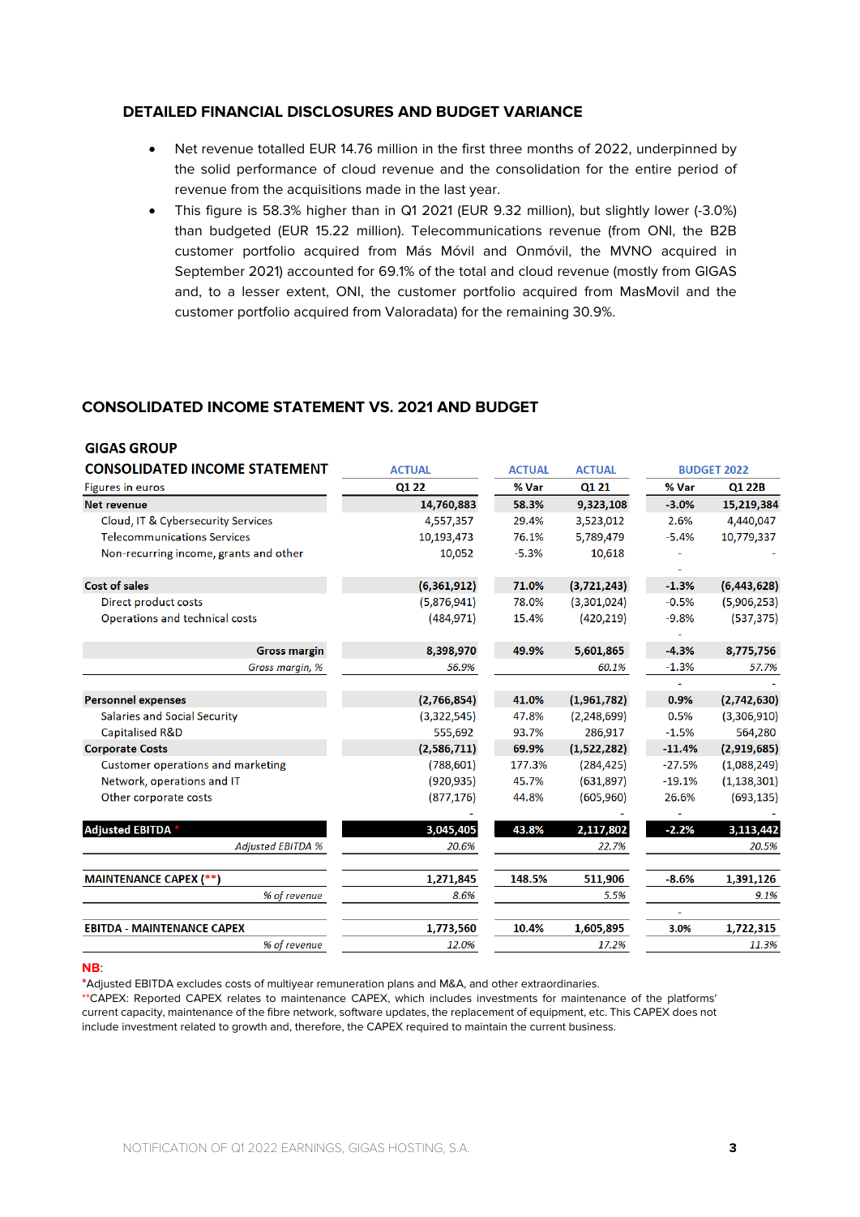## DETAILED FINANCIAL DISCLOSURES AND BUDGET VARIANCE

- Net revenue totalled EUR 14.76 million in the first three months of 2022, underpinned by the solid performance of cloud revenue and the consolidation for the entire period of revenue from the acquisitions made in the last year.
- This figure is 58.3% higher than in Q1 2021 (EUR 9.32 million), but slightly lower (-3.0%) than budgeted (EUR 15.22 million). Telecommunications revenue (from ONI, the B2B customer portfolio acquired from Más Móvil and Onmóvil, the MVNO acquired in September 2021) accounted for 69.1% of the total and cloud revenue (mostly from GIGAS and, to a lesser extent, ONI, the customer portfolio acquired from MasMovil and the customer portfolio acquired from Valoradata) for the remaining 30.9%.

## CONSOLIDATED INCOME STATEMENT VS. 2021 AND BUDGET

**GIGAS GROUP**

| CONSOLIDATED INCOME STATEMENT | ACTUAL | ACTUAL | ACTUAL | BUDGET 2022 | |
|---|---|---|---|---|---|
| Figures in euros | Q1 22 | % Var | Q1 21 | % Var | Q1 22B |
| **Net revenue** | **14,760,883** | **58.3%** | **9,323,108** | **-3.0%** | **15,219,384** |
| Cloud, IT & Cybersecurity Services | 4,557,357 | 29.4% | 3,523,012 | 2.6% | 4,440,047 |
| Telecommunications Services | 10,193,473 | 76.1% | 5,789,479 | -5.4% | 10,779,337 |
| Non-recurring income, grants and other | 10,052 | -5.3% | 10,618 | - | - |
| | | | | - | |
| Cost of sales | **(6,361,912)** | **71.0%** | **(3,721,243)** | **-1.3%** | **(6,443,628)** |
| Direct product costs | (5,876,941) | 78.0% | (3,301,024) | -0.5% | (5,906,253) |
| Operations and technical costs | (484,971) | 15.4% | (420,219) | -9.8% | (537,375) |
| | | | | - | |
| **Gross margin** | **8,398,970** | **49.9%** | **5,601,865** | **-4.3%** | **8,775,756** |
| *Gross margin, %* | *56.9%* | | *60.1%* | -1.3% | *57.7%* |
| | | | | - | |
| **Personnel expenses** | **(2,766,854)** | **41.0%** | **(1,961,782)** | **0.9%** | **(2,742,630)** |
| Salaries and Social Security | (3,322,545) | 47.8% | (2,248,699) | 0.5% | (3,306,910) |
| Capitalised R&D | 555,692 | 93.7% | 286,917 | -1.5% | 564,280 |
| **Corporate Costs** | **(2,586,711)** | **69.9%** | **(1,522,282)** | **-11.4%** | **(2,919,685)** |
| Customer operations and marketing | (788,601) | 177.3% | (284,425) | -27.5% | (1,088,249) |
| Network, operations and IT | (920,935) | 45.7% | (631,897) | -19.1% | (1,138,301) |
| Other corporate costs | (877,176) | 44.8% | (605,960) | 26.6% | (693,135) |
| | - | | - | - | - |
| **Adjusted EBITDA \*** | **3,045,405** | **43.8%** | **2,117,802** | **-2.2%** | **3,113,442** |
| *Adjusted EBITDA %* | *20.6%* | | *22.7%* | | *20.5%* |
| | | | | | |
| **MAINTENANCE CAPEX (\*\*)** | **1,271,845** | **148.5%** | **511,906** | **-8.6%** | **1,391,126** |
| *% of revenue* | *8.6%* | | *5.5%* | | *9.1%* |
| | | | | - | |
| **EBITDA - MAINTENANCE CAPEX** | **1,773,560** | **10.4%** | **1,605,895** | **3.0%** | **1,722,315** |
| *% of revenue* | *12.0%* | | *17.2%* | | *11.3%* |

**NB**:

*Adjusted EBITDA excludes costs of multiyear remuneration plans and M&A, and other extraordinaries.

**CAPEX: Reported CAPEX relates to maintenance CAPEX, which includes investments for maintenance of the platforms' current capacity, maintenance of the fibre network, software updates, the replacement of equipment, etc. This CAPEX does not include investment related to growth and, therefore, the CAPEX required to maintain the current business.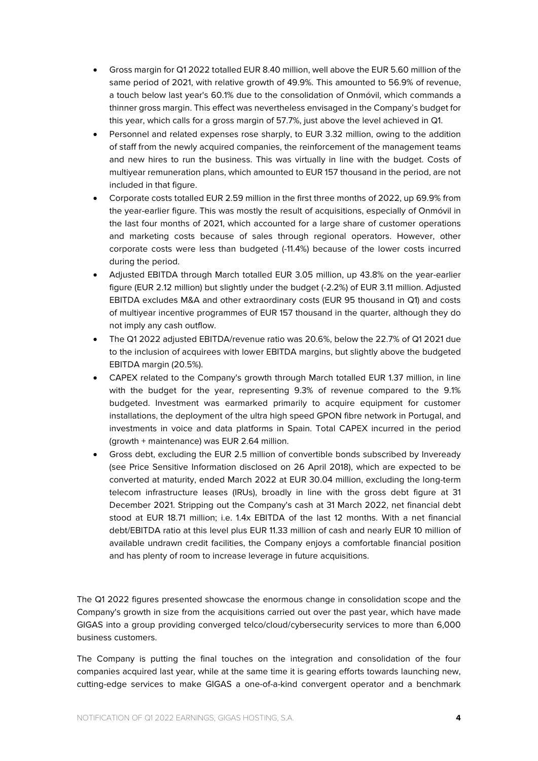- Gross margin for Q1 2022 totalled EUR 8.40 million, well above the EUR 5.60 million of the same period of 2021, with relative growth of 49.9%. This amounted to 56.9% of revenue, a touch below last year's 60.1% due to the consolidation of Onmóvil, which commands a thinner gross margin. This effect was nevertheless envisaged in the Company's budget for this year, which calls for a gross margin of 57.7%, just above the level achieved in Q1.
- Personnel and related expenses rose sharply, to EUR 3.32 million, owing to the addition of staff from the newly acquired companies, the reinforcement of the management teams and new hires to run the business. This was virtually in line with the budget. Costs of multiyear remuneration plans, which amounted to EUR 157 thousand in the period, are not included in that figure.
- Corporate costs totalled EUR 2.59 million in the first three months of 2022, up 69.9% from the year-earlier figure. This was mostly the result of acquisitions, especially of Onmóvil in the last four months of 2021, which accounted for a large share of customer operations and marketing costs because of sales through regional operators. However, other corporate costs were less than budgeted (-11.4%) because of the lower costs incurred during the period.
- Adjusted EBITDA through March totalled EUR 3.05 million, up 43.8% on the year-earlier figure (EUR 2.12 million) but slightly under the budget (-2.2%) of EUR 3.11 million. Adjusted EBITDA excludes M&A and other extraordinary costs (EUR 95 thousand in Q1) and costs of multiyear incentive programmes of EUR 157 thousand in the quarter, although they do not imply any cash outflow.
- The Q1 2022 adjusted EBITDA/revenue ratio was 20.6%, below the 22.7% of Q1 2021 due to the inclusion of acquirees with lower EBITDA margins, but slightly above the budgeted EBITDA margin (20.5%).
- CAPEX related to the Company's growth through March totalled EUR 1.37 million, in line with the budget for the year, representing 9.3% of revenue compared to the 9.1% budgeted. Investment was earmarked primarily to acquire equipment for customer installations, the deployment of the ultra high speed GPON fibre network in Portugal, and investments in voice and data platforms in Spain. Total CAPEX incurred in the period (growth + maintenance) was EUR 2.64 million.
- Gross debt, excluding the EUR 2.5 million of convertible bonds subscribed by Inveready (see Price Sensitive Information disclosed on 26 April 2018), which are expected to be converted at maturity, ended March 2022 at EUR 30.04 million, excluding the long-term telecom infrastructure leases (IRUs), broadly in line with the gross debt figure at 31 December 2021. Stripping out the Company's cash at 31 March 2022, net financial debt stood at EUR 18.71 million; i.e. 1.4x EBITDA of the last 12 months. With a net financial debt/EBITDA ratio at this level plus EUR 11.33 million of cash and nearly EUR 10 million of available undrawn credit facilities, the Company enjoys a comfortable financial position and has plenty of room to increase leverage in future acquisitions.

The Q1 2022 figures presented showcase the enormous change in consolidation scope and the Company's growth in size from the acquisitions carried out over the past year, which have made GIGAS into a group providing converged telco/cloud/cybersecurity services to more than 6,000 business customers.

The Company is putting the final touches on the integration and consolidation of the four companies acquired last year, while at the same time it is gearing efforts towards launching new, cutting-edge services to make GIGAS a one-of-a-kind convergent operator and a benchmark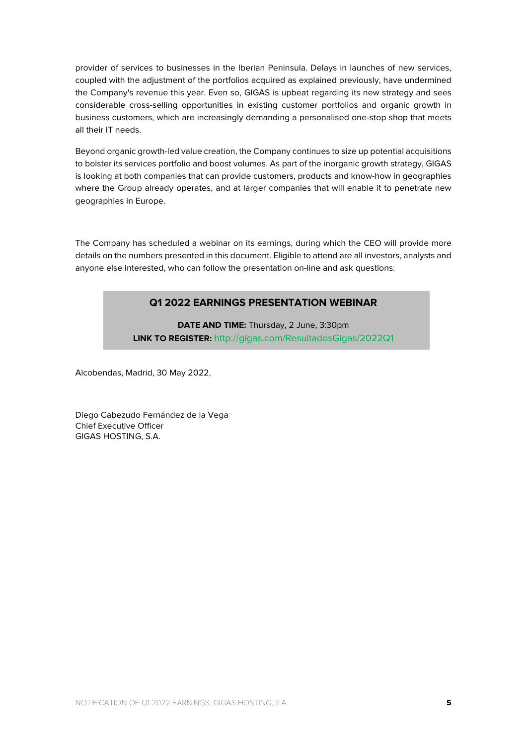provider of services to businesses in the Iberian Peninsula. Delays in launches of new services, coupled with the adjustment of the portfolios acquired as explained previously, have undermined the Company's revenue this year. Even so, GIGAS is upbeat regarding its new strategy and sees considerable cross-selling opportunities in existing customer portfolios and organic growth in business customers, which are increasingly demanding a personalised one-stop shop that meets all their IT needs.

Beyond organic growth-led value creation, the Company continues to size up potential acquisitions to bolster its services portfolio and boost volumes. As part of the inorganic growth strategy, GIGAS is looking at both companies that can provide customers, products and know-how in geographies where the Group already operates, and at larger companies that will enable it to penetrate new geographies in Europe.

The Company has scheduled a webinar on its earnings, during which the CEO will provide more details on the numbers presented in this document. Eligible to attend are all investors, analysts and anyone else interested, who can follow the presentation on-line and ask questions:

**Q1 2022 EARNINGS PRESENTATION WEBINAR**

**DATE AND TIME:** Thursday, 2 June, 3:30pm
**LINK TO REGISTER:** http://gigas.com/ResultadosGigas/2022Q1

Alcobendas, Madrid, 30 May 2022,

Diego Cabezudo Fernández de la Vega
Chief Executive Officer
GIGAS HOSTING, S.A.